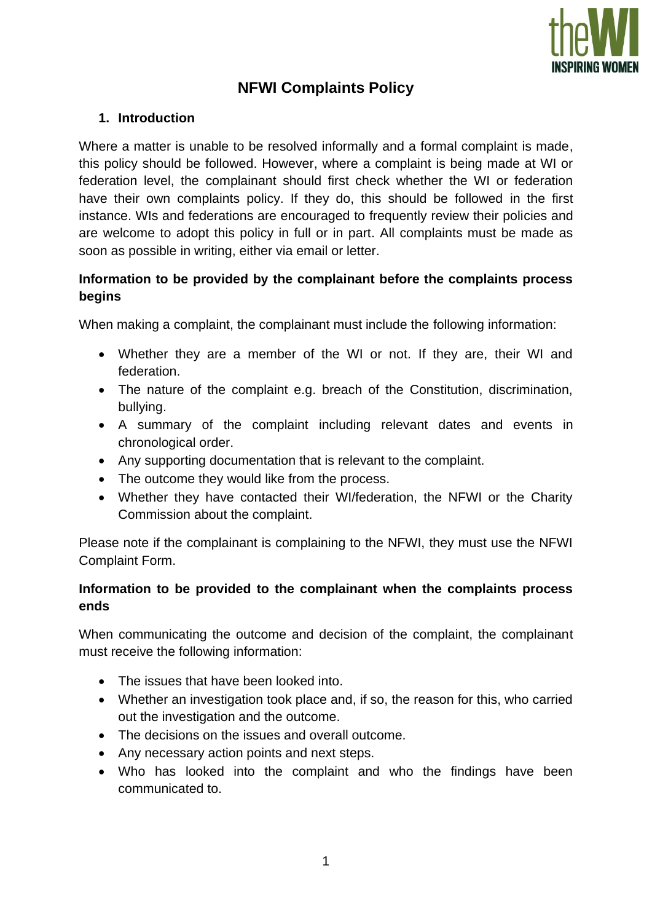# NFWI Complaints Policy

## 1. Introduction

Where a matter is unable to be resolved informally and a formal complaint is made, this policy should be followed. However, where a complaint is being made at WI or federation level, the complainant should first check whether the WI or federation have their own complaints policy. If they do, this should be followed in the first instance. WIs and federations are encouraged to frequently review their policies and are welcome to adopt this policy in full or in part. All complaints must be made as soon as possible in writing, either via email or letter.

**Information to be provided by the complainant before the complaints process begins**

When making a complaint, the complainant must include the following information:

- Whether they are a member of the WI or not. If they are, their WI and federation.
- The nature of the complaint e.g. breach of the Constitution, discrimination, bullying.
- A summary of the complaint including relevant dates and events in chronological order.
- Any supporting documentation that is relevant to the complaint.
- The outcome they would like from the process.
- Whether they have contacted their WI/federation, the NFWI or the Charity Commission about the complaint.

Please note if the complainant is complaining to the NFWI, they must use the NFWI Complaint Form.

**Information to be provided to the complainant when the complaints process ends**

When communicating the outcome and decision of the complaint, the complainant must receive the following information:

- The issues that have been looked into.
- Whether an investigation took place and, if so, the reason for this, who carried out the investigation and the outcome.
- The decisions on the issues and overall outcome.
- Any necessary action points and next steps.
- Who has looked into the complaint and who the findings have been communicated to.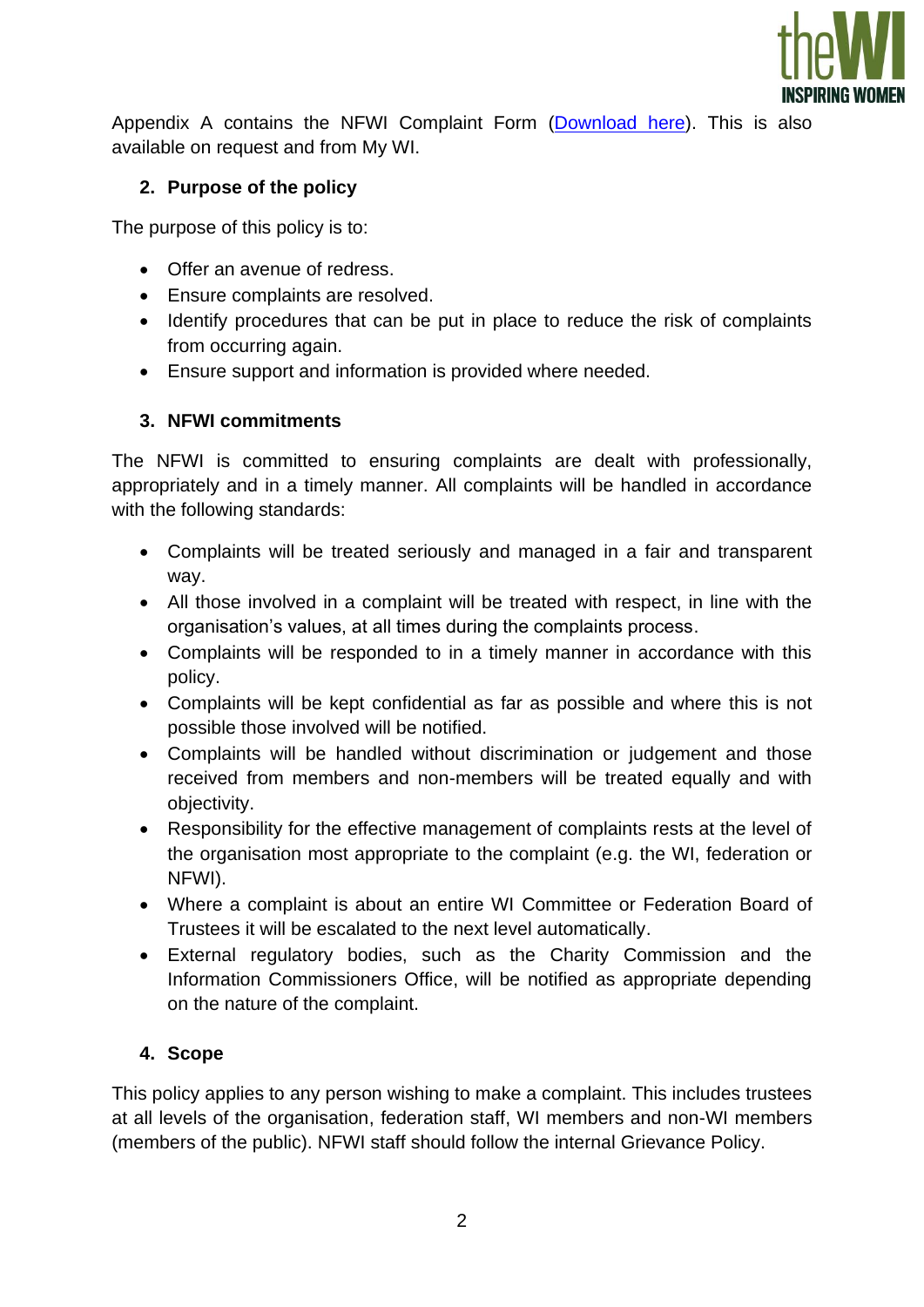Appendix A contains the NFWI Complaint Form (Download here). This is also available on request and from My WI.

## 2. Purpose of the policy

The purpose of this policy is to:

- Offer an avenue of redress.
- Ensure complaints are resolved.
- Identify procedures that can be put in place to reduce the risk of complaints from occurring again.
- Ensure support and information is provided where needed.

## 3. NFWI commitments

The NFWI is committed to ensuring complaints are dealt with professionally, appropriately and in a timely manner. All complaints will be handled in accordance with the following standards:

- Complaints will be treated seriously and managed in a fair and transparent way.
- All those involved in a complaint will be treated with respect, in line with the organisation's values, at all times during the complaints process.
- Complaints will be responded to in a timely manner in accordance with this policy.
- Complaints will be kept confidential as far as possible and where this is not possible those involved will be notified.
- Complaints will be handled without discrimination or judgement and those received from members and non-members will be treated equally and with objectivity.
- Responsibility for the effective management of complaints rests at the level of the organisation most appropriate to the complaint (e.g. the WI, federation or NFWI).
- Where a complaint is about an entire WI Committee or Federation Board of Trustees it will be escalated to the next level automatically.
- External regulatory bodies, such as the Charity Commission and the Information Commissioners Office, will be notified as appropriate depending on the nature of the complaint.

## 4. Scope

This policy applies to any person wishing to make a complaint. This includes trustees at all levels of the organisation, federation staff, WI members and non-WI members (members of the public). NFWI staff should follow the internal Grievance Policy.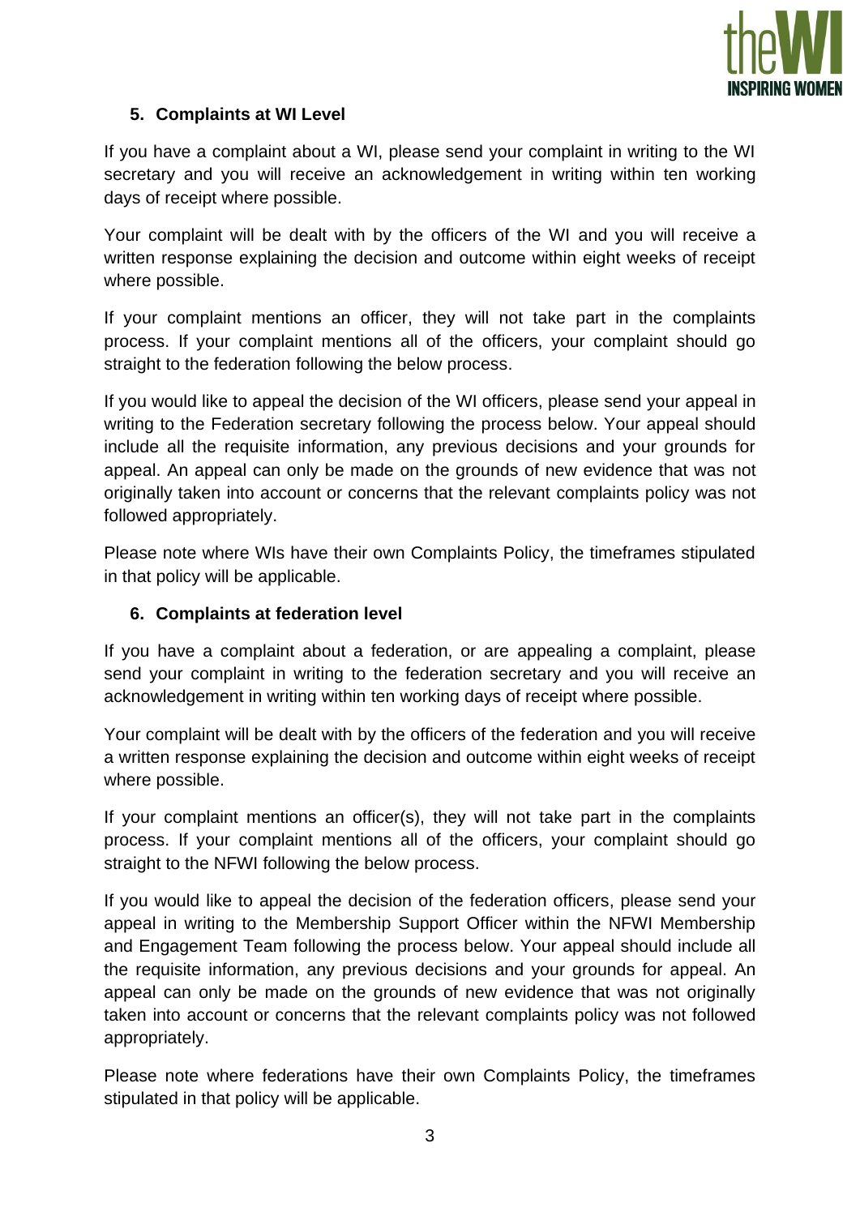## 5. Complaints at WI Level

If you have a complaint about a WI, please send your complaint in writing to the WI secretary and you will receive an acknowledgement in writing within ten working days of receipt where possible.

Your complaint will be dealt with by the officers of the WI and you will receive a written response explaining the decision and outcome within eight weeks of receipt where possible.

If your complaint mentions an officer, they will not take part in the complaints process. If your complaint mentions all of the officers, your complaint should go straight to the federation following the below process.

If you would like to appeal the decision of the WI officers, please send your appeal in writing to the Federation secretary following the process below. Your appeal should include all the requisite information, any previous decisions and your grounds for appeal. An appeal can only be made on the grounds of new evidence that was not originally taken into account or concerns that the relevant complaints policy was not followed appropriately.

Please note where WIs have their own Complaints Policy, the timeframes stipulated in that policy will be applicable.

## 6. Complaints at federation level

If you have a complaint about a federation, or are appealing a complaint, please send your complaint in writing to the federation secretary and you will receive an acknowledgement in writing within ten working days of receipt where possible.

Your complaint will be dealt with by the officers of the federation and you will receive a written response explaining the decision and outcome within eight weeks of receipt where possible.

If your complaint mentions an officer(s), they will not take part in the complaints process. If your complaint mentions all of the officers, your complaint should go straight to the NFWI following the below process.

If you would like to appeal the decision of the federation officers, please send your appeal in writing to the Membership Support Officer within the NFWI Membership and Engagement Team following the process below. Your appeal should include all the requisite information, any previous decisions and your grounds for appeal. An appeal can only be made on the grounds of new evidence that was not originally taken into account or concerns that the relevant complaints policy was not followed appropriately.

Please note where federations have their own Complaints Policy, the timeframes stipulated in that policy will be applicable.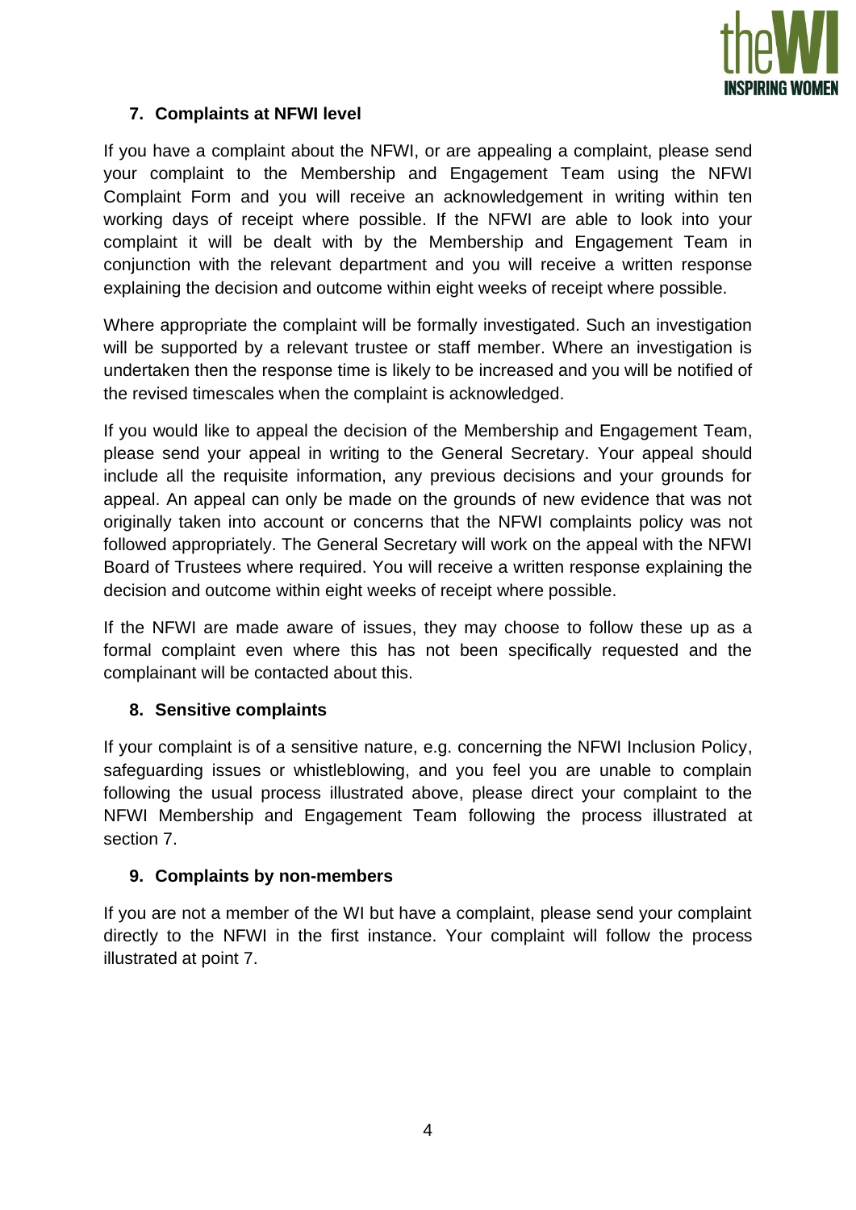## 7. Complaints at NFWI level

If you have a complaint about the NFWI, or are appealing a complaint, please send your complaint to the Membership and Engagement Team using the NFWI Complaint Form and you will receive an acknowledgement in writing within ten working days of receipt where possible. If the NFWI are able to look into your complaint it will be dealt with by the Membership and Engagement Team in conjunction with the relevant department and you will receive a written response explaining the decision and outcome within eight weeks of receipt where possible.

Where appropriate the complaint will be formally investigated. Such an investigation will be supported by a relevant trustee or staff member. Where an investigation is undertaken then the response time is likely to be increased and you will be notified of the revised timescales when the complaint is acknowledged.

If you would like to appeal the decision of the Membership and Engagement Team, please send your appeal in writing to the General Secretary. Your appeal should include all the requisite information, any previous decisions and your grounds for appeal. An appeal can only be made on the grounds of new evidence that was not originally taken into account or concerns that the NFWI complaints policy was not followed appropriately. The General Secretary will work on the appeal with the NFWI Board of Trustees where required. You will receive a written response explaining the decision and outcome within eight weeks of receipt where possible.

If the NFWI are made aware of issues, they may choose to follow these up as a formal complaint even where this has not been specifically requested and the complainant will be contacted about this.

## 8. Sensitive complaints

If your complaint is of a sensitive nature, e.g. concerning the NFWI Inclusion Policy, safeguarding issues or whistleblowing, and you feel you are unable to complain following the usual process illustrated above, please direct your complaint to the NFWI Membership and Engagement Team following the process illustrated at section 7.

## 9. Complaints by non-members

If you are not a member of the WI but have a complaint, please send your complaint directly to the NFWI in the first instance. Your complaint will follow the process illustrated at point 7.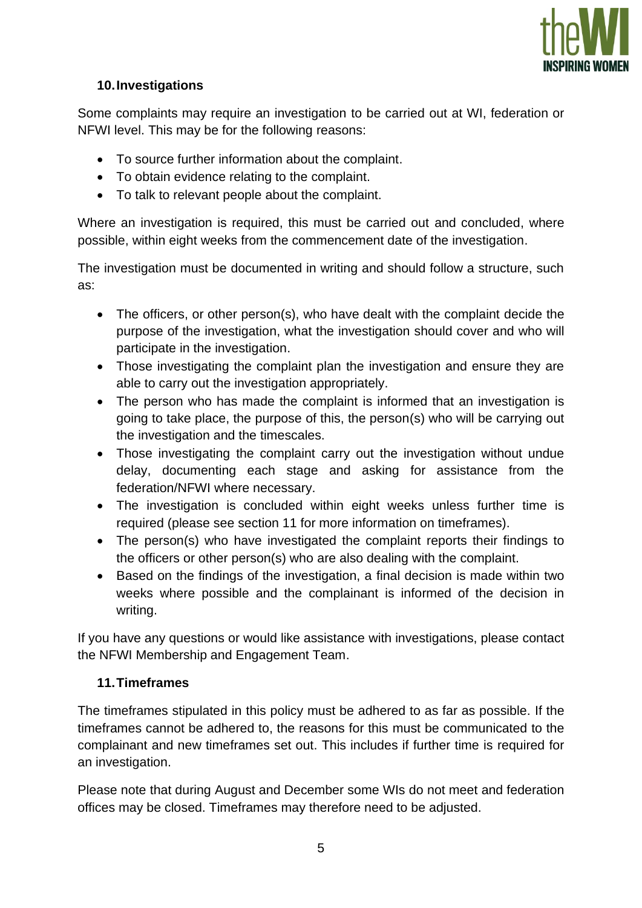## 10. Investigations

Some complaints may require an investigation to be carried out at WI, federation or NFWI level. This may be for the following reasons:

- To source further information about the complaint.
- To obtain evidence relating to the complaint.
- To talk to relevant people about the complaint.

Where an investigation is required, this must be carried out and concluded, where possible, within eight weeks from the commencement date of the investigation.

The investigation must be documented in writing and should follow a structure, such as:

- The officers, or other person(s), who have dealt with the complaint decide the purpose of the investigation, what the investigation should cover and who will participate in the investigation.
- Those investigating the complaint plan the investigation and ensure they are able to carry out the investigation appropriately.
- The person who has made the complaint is informed that an investigation is going to take place, the purpose of this, the person(s) who will be carrying out the investigation and the timescales.
- Those investigating the complaint carry out the investigation without undue delay, documenting each stage and asking for assistance from the federation/NFWI where necessary.
- The investigation is concluded within eight weeks unless further time is required (please see section 11 for more information on timeframes).
- The person(s) who have investigated the complaint reports their findings to the officers or other person(s) who are also dealing with the complaint.
- Based on the findings of the investigation, a final decision is made within two weeks where possible and the complainant is informed of the decision in writing.

If you have any questions or would like assistance with investigations, please contact the NFWI Membership and Engagement Team.

## 11. Timeframes

The timeframes stipulated in this policy must be adhered to as far as possible. If the timeframes cannot be adhered to, the reasons for this must be communicated to the complainant and new timeframes set out. This includes if further time is required for an investigation.

Please note that during August and December some WIs do not meet and federation offices may be closed. Timeframes may therefore need to be adjusted.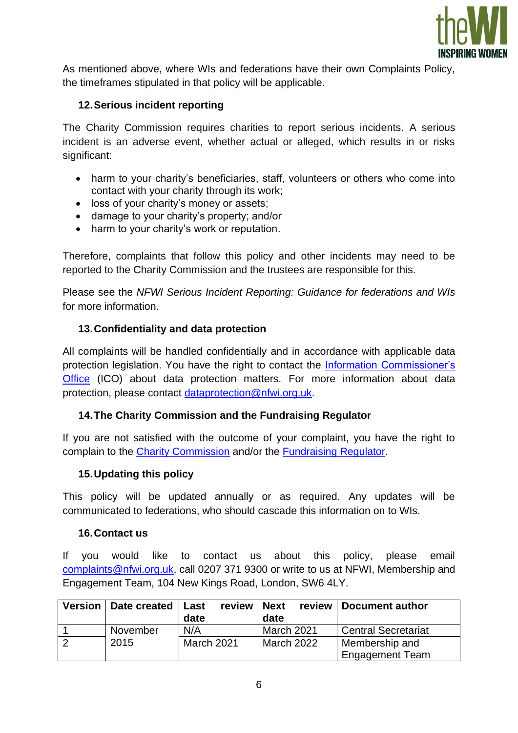As mentioned above, where WIs and federations have their own Complaints Policy, the timeframes stipulated in that policy will be applicable.

## 12. Serious incident reporting

The Charity Commission requires charities to report serious incidents. A serious incident is an adverse event, whether actual or alleged, which results in or risks significant:

- harm to your charity's beneficiaries, staff, volunteers or others who come into contact with your charity through its work;
- loss of your charity's money or assets;
- damage to your charity's property; and/or
- harm to your charity's work or reputation.

Therefore, complaints that follow this policy and other incidents may need to be reported to the Charity Commission and the trustees are responsible for this.

Please see the *NFWI Serious Incident Reporting: Guidance for federations and WIs* for more information.

## 13. Confidentiality and data protection

All complaints will be handled confidentially and in accordance with applicable data protection legislation. You have the right to contact the Information Commissioner's Office (ICO) about data protection matters. For more information about data protection, please contact dataprotection@nfwi.org.uk.

## 14. The Charity Commission and the Fundraising Regulator

If you are not satisfied with the outcome of your complaint, you have the right to complain to the Charity Commission and/or the Fundraising Regulator.

## 15. Updating this policy

This policy will be updated annually or as required. Any updates will be communicated to federations, who should cascade this information on to WIs.

## 16. Contact us

If you would like to contact us about this policy, please email complaints@nfwi.org.uk, call 0207 371 9300 or write to us at NFWI, Membership and Engagement Team, 104 New Kings Road, London, SW6 4LY.

| Version | Date created | Last review date | Next review date | Document author |
|---|---|---|---|---|
| 1 | November 2015 | N/A | March 2021 | Central Secretariat |
| 2 | | March 2021 | March 2022 | Membership and Engagement Team |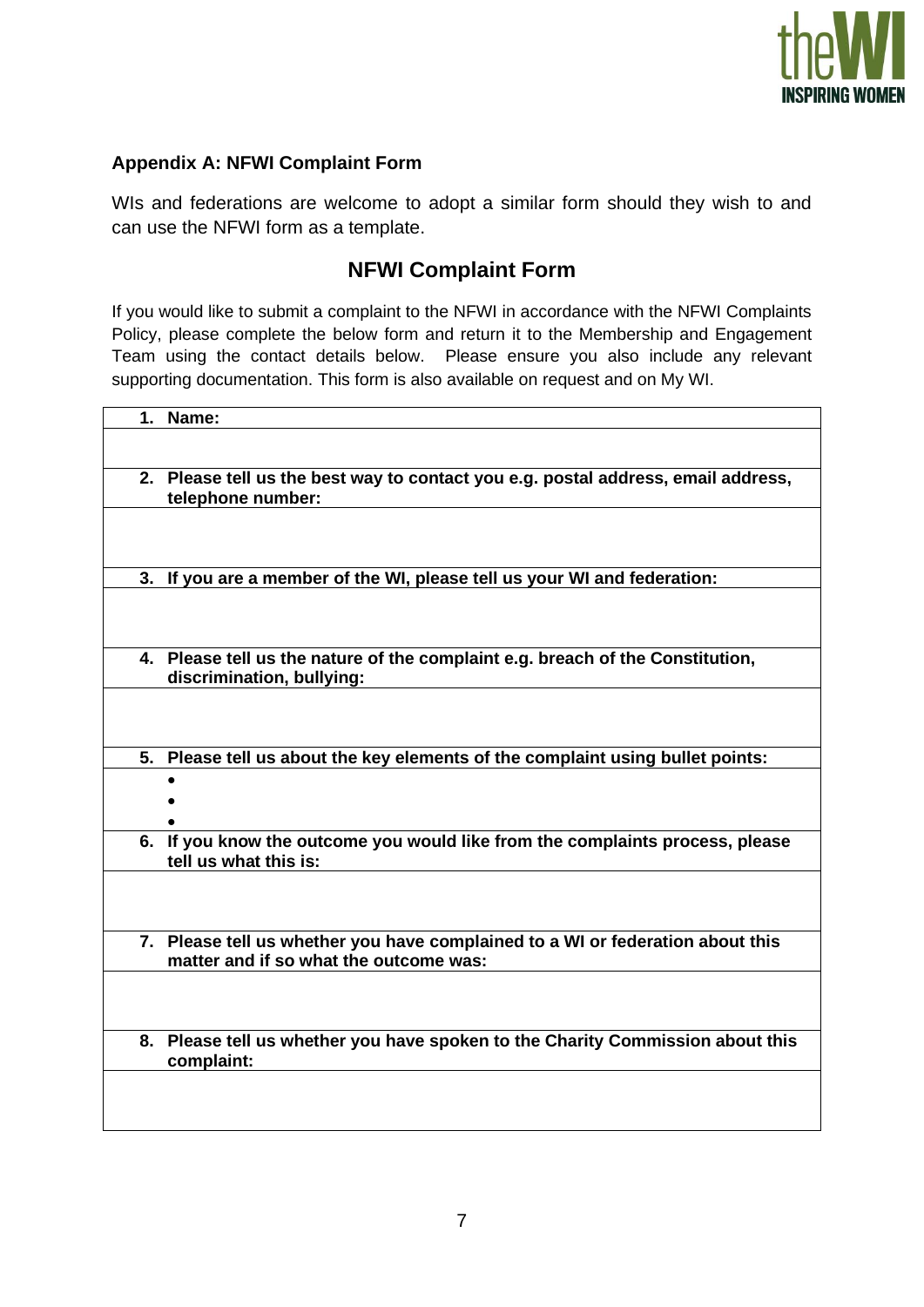**Appendix A: NFWI Complaint Form**

WIs and federations are welcome to adopt a similar form should they wish to and can use the NFWI form as a template.

## NFWI Complaint Form

If you would like to submit a complaint to the NFWI in accordance with the NFWI Complaints Policy, please complete the below form and return it to the Membership and Engagement Team using the contact details below. Please ensure you also include any relevant supporting documentation. This form is also available on request and on My WI.

| **1. Name:** |
|---|
| |
| **2. Please tell us the best way to contact you e.g. postal address, email address, telephone number:** |
| |
| **3. If you are a member of the WI, please tell us your WI and federation:** |
| |
| **4. Please tell us the nature of the complaint e.g. breach of the Constitution, discrimination, bullying:** |
| |
| **5. Please tell us about the key elements of the complaint using bullet points:** |
| • <br> • <br> • |
| **6. If you know the outcome you would like from the complaints process, please tell us what this is:** |
| |
| **7. Please tell us whether you have complained to a WI or federation about this matter and if so what the outcome was:** |
| |
| **8. Please tell us whether you have spoken to the Charity Commission about this complaint:** |
| |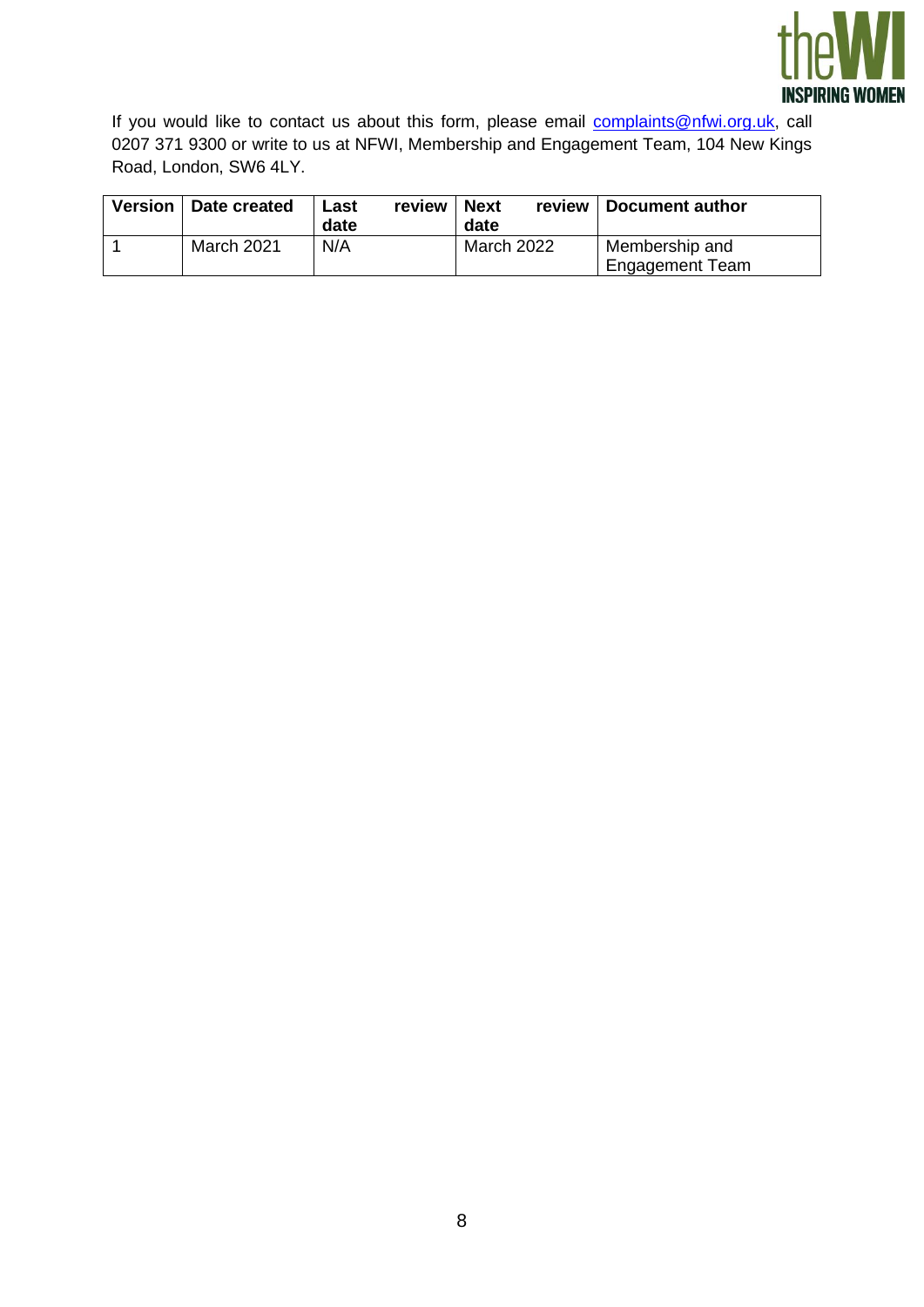If you would like to contact us about this form, please email complaints@nfwi.org.uk, call 0207 371 9300 or write to us at NFWI, Membership and Engagement Team, 104 New Kings Road, London, SW6 4LY.

| Version | Date created | Last review date | Next review date | Document author |
|---|---|---|---|---|
| 1 | March 2021 | N/A | March 2022 | Membership and Engagement Team |